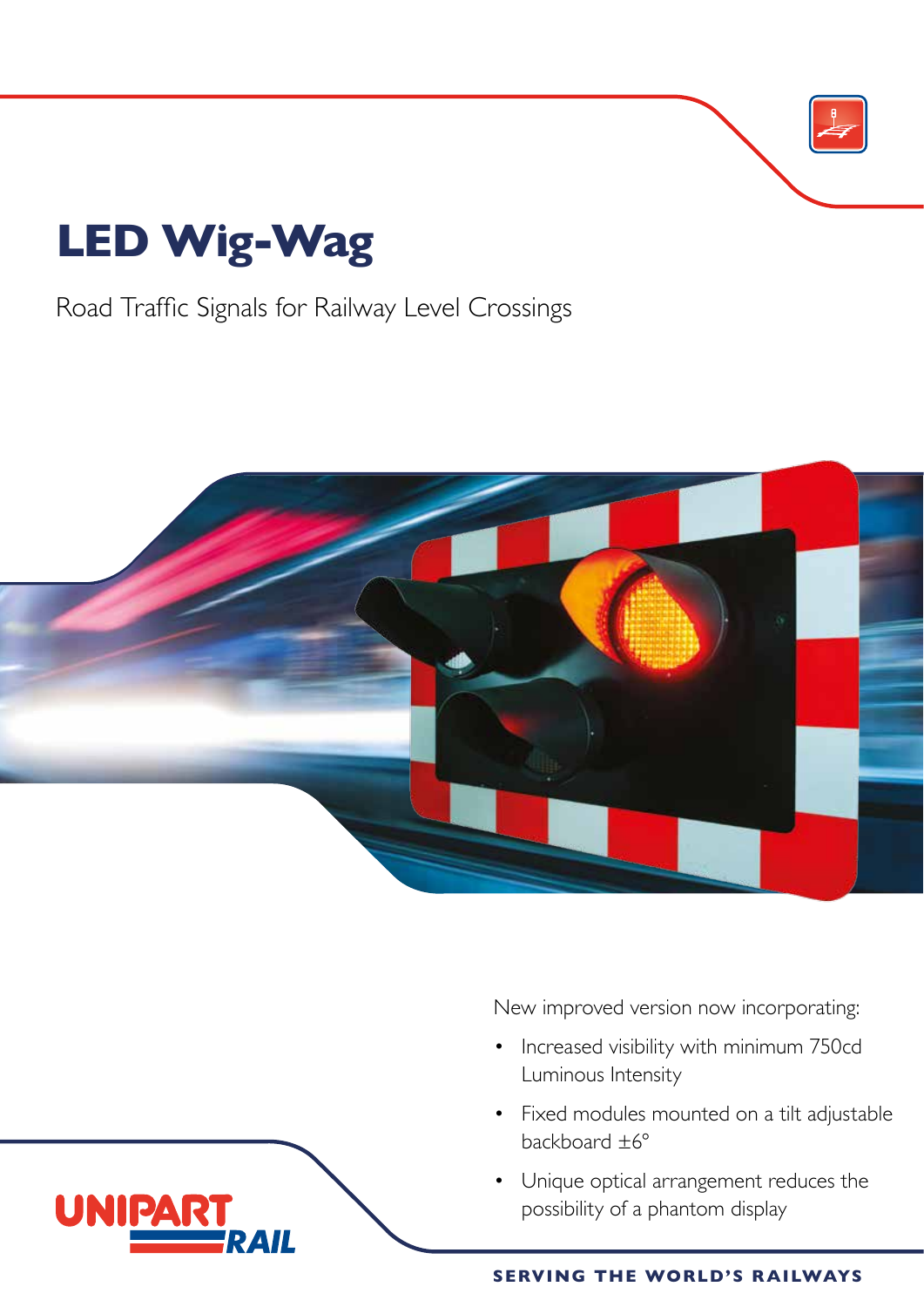# LED Wig-Wag

Road Traffic Signals for Railway Level Crossings

New improved version now incorporating:

- Increased visibility with minimum 750cd Luminous Intensity
- Fixed modules mounted on a tilt adjustable backboard ±6°
- Unique optical arrangement reduces the possibility of a phantom display

UNIPART RAIL

SERVING THE WORLD'S RAILWAYS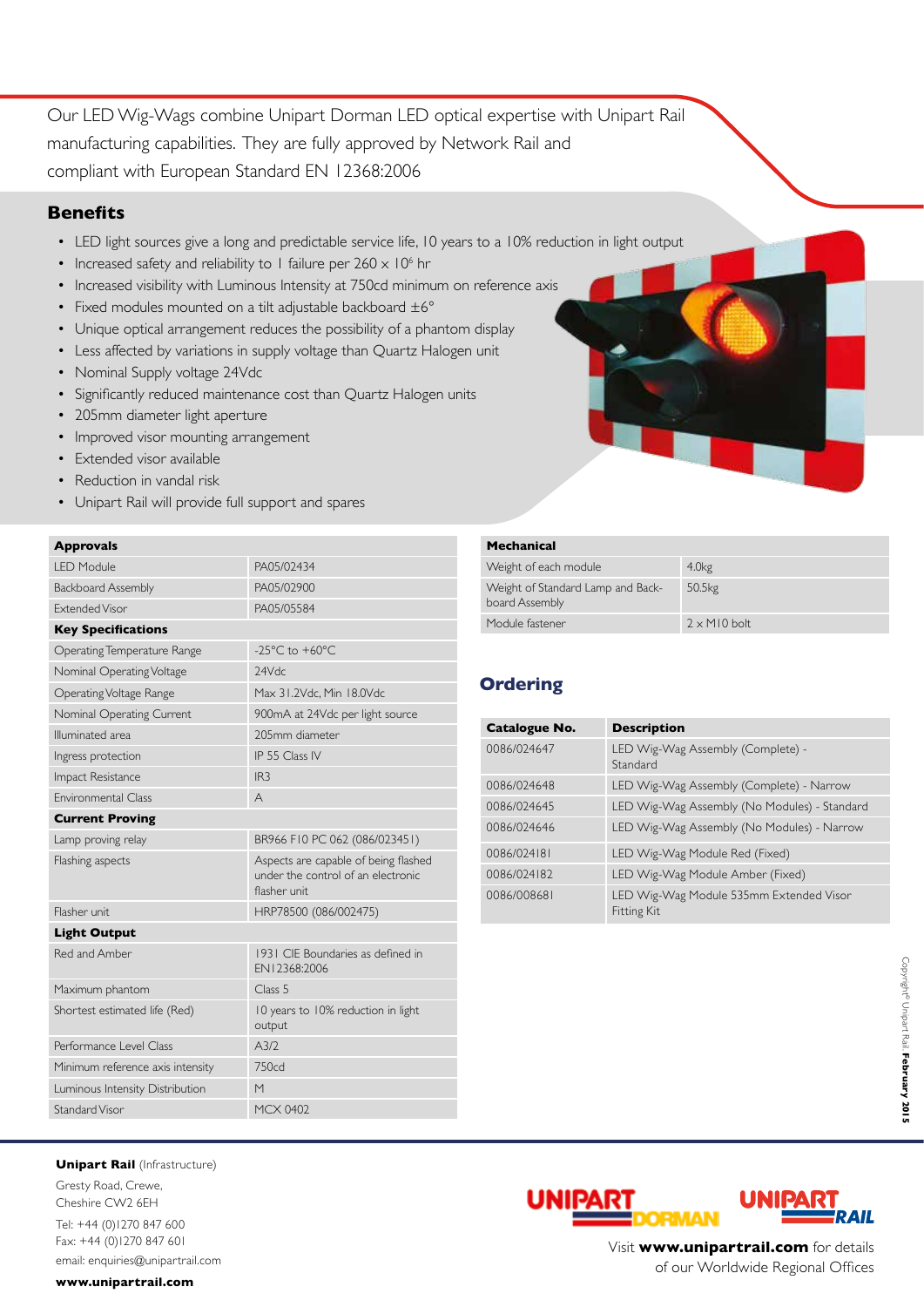Our LED Wig-Wags combine Unipart Dorman LED optical expertise with Unipart Rail manufacturing capabilities. They are fully approved by Network Rail and compliant with European Standard EN 12368:2006

## Benefits

- LED light sources give a long and predictable service life, 10 years to a 10% reduction in light output
- Increased safety and reliability to 1 failure per 260 x $10^6$ hr
- Increased visibility with Luminous Intensity at 750cd minimum on reference axis
- Fixed modules mounted on a tilt adjustable backboard ±6°
- Unique optical arrangement reduces the possibility of a phantom display
- Less affected by variations in supply voltage than Quartz Halogen unit
- Nominal Supply voltage 24Vdc
- Significantly reduced maintenance cost than Quartz Halogen units
- 205mm diameter light aperture
- Improved visor mounting arrangement
- Extended visor available
- Reduction in vandal risk
- Unipart Rail will provide full support and spares

| **Approvals** | |
|---|---|
| LED Module | PA05/02434 |
| Backboard Assembly | PA05/02900 |
| Extended Visor | PA05/05584 |
| **Key Specifications** | |
| Operating Temperature Range | -25°C to +60°C |
| Nominal Operating Voltage | 24Vdc |
| Operating Voltage Range | Max 31.2Vdc, Min 18.0Vdc |
| Nominal Operating Current | 900mA at 24Vdc per light source |
| Illuminated area | 205mm diameter |
| Ingress protection | IP 55 Class IV |
| Impact Resistance | IR3 |
| Environmental Class | A |
| **Current Proving** | |
| Lamp proving relay | BR966 F10 PC 062 (086/023451) |
| Flashing aspects | Aspects are capable of being flashed under the control of an electronic flasher unit |
| Flasher unit | HRP78500 (086/002475) |
| **Light Output** | |
| Red and Amber | 1931 CIE Boundaries as defined in EN12368:2006 |
| Maximum phantom | Class 5 |
| Shortest estimated life (Red) | 10 years to 10% reduction in light output |
| Performance Level Class | A3/2 |
| Minimum reference axis intensity | 750cd |
| Luminous Intensity Distribution | M |
| Standard Visor | MCX 0402 |

| **Mechanical** | |
|---|---|
| Weight of each module | 4.0kg |
| Weight of Standard Lamp and Back-board Assembly | 50.5kg |
| Module fastener | 2 x M10 bolt |

## Ordering

| Catalogue No. | Description |
|---|---|
| 0086/024647 | LED Wig-Wag Assembly (Complete) - Standard |
| 0086/024648 | LED Wig-Wag Assembly (Complete) - Narrow |
| 0086/024645 | LED Wig-Wag Assembly (No Modules) - Standard |
| 0086/024646 | LED Wig-Wag Assembly (No Modules) - Narrow |
| 0086/024181 | LED Wig-Wag Module Red (Fixed) |
| 0086/024182 | LED Wig-Wag Module Amber (Fixed) |
| 0086/008681 | LED Wig-Wag Module 535mm Extended Visor Fitting Kit |

Copyright© Unipart Rail **February 2015**

**Unipart Rail** (Infrastructure)
Gresty Road, Crewe,
Cheshire CW2 6EH
Tel: +44 (0)1270 847 600
Fax: +44 (0)1270 847 601
email: enquiries@unipartrail.com

**www.unipartrail.com**

UNIPART DORMAN UNIPART RAIL

Visit **www.unipartrail.com** for details of our Worldwide Regional Offices